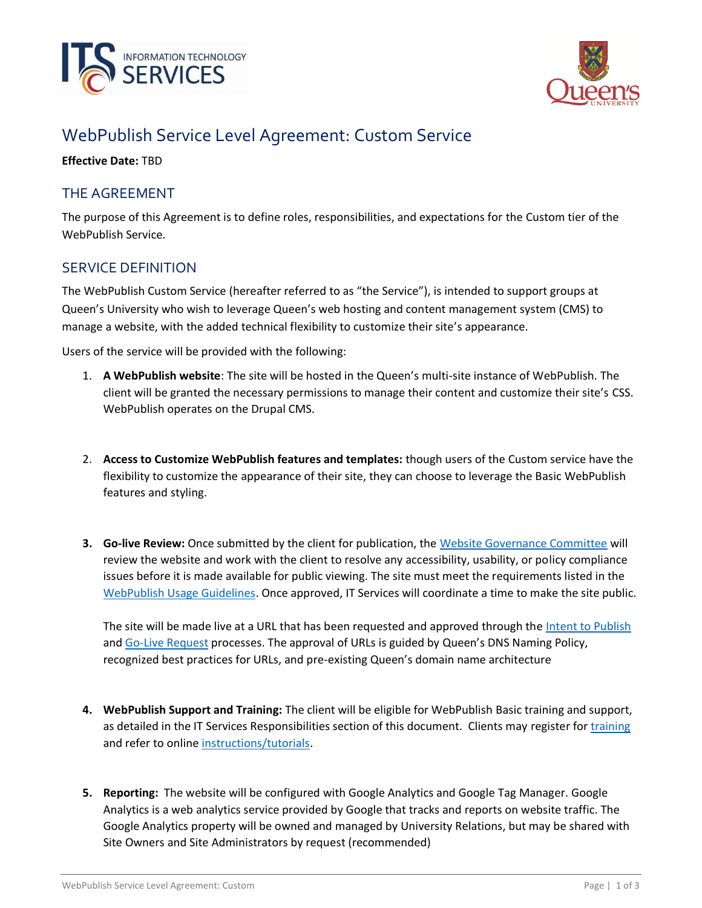# WebPublish Service Level Agreement: Custom Service

**Effective Date:** TBD

## THE AGREEMENT

The purpose of this Agreement is to define roles, responsibilities, and expectations for the Custom tier of the WebPublish Service.

## SERVICE DEFINITION

The WebPublish Custom Service (hereafter referred to as "the Service"), is intended to support groups at Queen's University who wish to leverage Queen's web hosting and content management system (CMS) to manage a website, with the added technical flexibility to customize their site's appearance.

Users of the service will be provided with the following:

1. **A WebPublish website**: The site will be hosted in the Queen's multi-site instance of WebPublish. The client will be granted the necessary permissions to manage their content and customize their site's CSS. WebPublish operates on the Drupal CMS.

2. **Access to Customize WebPublish features and templates:** though users of the Custom service have the flexibility to customize the appearance of their site, they can choose to leverage the Basic WebPublish features and styling.

3. **Go-live Review:** Once submitted by the client for publication, the Website Governance Committee will review the website and work with the client to resolve any accessibility, usability, or policy compliance issues before it is made available for public viewing. The site must meet the requirements listed in the WebPublish Usage Guidelines. Once approved, IT Services will coordinate a time to make the site public.

   The site will be made live at a URL that has been requested and approved through the Intent to Publish and Go-Live Request processes. The approval of URLs is guided by Queen's DNS Naming Policy, recognized best practices for URLs, and pre-existing Queen's domain name architecture

4. **WebPublish Support and Training:** The client will be eligible for WebPublish Basic training and support, as detailed in the IT Services Responsibilities section of this document. Clients may register for training and refer to online instructions/tutorials.

5. **Reporting:** The website will be configured with Google Analytics and Google Tag Manager. Google Analytics is a web analytics service provided by Google that tracks and reports on website traffic. The Google Analytics property will be owned and managed by University Relations, but may be shared with Site Owners and Site Administrators by request (recommended)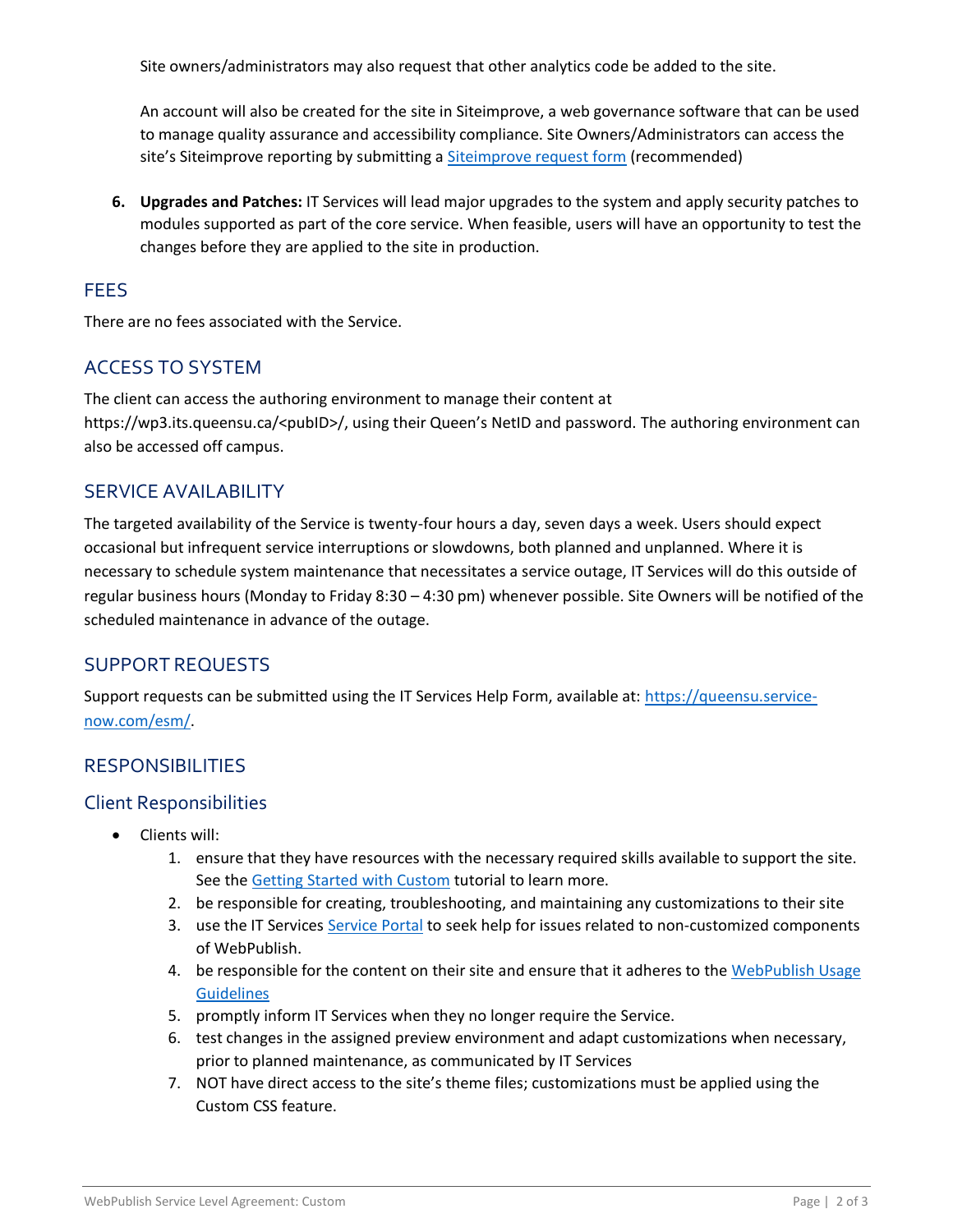Site owners/administrators may also request that other analytics code be added to the site.

An account will also be created for the site in Siteimprove, a web governance software that can be used to manage quality assurance and accessibility compliance. Site Owners/Administrators can access the site's Siteimprove reporting by submitting a [Siteimprove request form](#) (recommended)

6. **Upgrades and Patches:** IT Services will lead major upgrades to the system and apply security patches to modules supported as part of the core service. When feasible, users will have an opportunity to test the changes before they are applied to the site in production.

## FEES

There are no fees associated with the Service.

## ACCESS TO SYSTEM

The client can access the authoring environment to manage their content at https://wp3.its.queensu.ca/<pubID>/, using their Queen's NetID and password. The authoring environment can also be accessed off campus.

## SERVICE AVAILABILITY

The targeted availability of the Service is twenty-four hours a day, seven days a week. Users should expect occasional but infrequent service interruptions or slowdowns, both planned and unplanned. Where it is necessary to schedule system maintenance that necessitates a service outage, IT Services will do this outside of regular business hours (Monday to Friday 8:30 – 4:30 pm) whenever possible. Site Owners will be notified of the scheduled maintenance in advance of the outage.

## SUPPORT REQUESTS

Support requests can be submitted using the IT Services Help Form, available at: [https://queensu.service-now.com/esm/](https://queensu.service-now.com/esm/).

## RESPONSIBILITIES

### Client Responsibilities

- Clients will:
  1. ensure that they have resources with the necessary required skills available to support the site. See the [Getting Started with Custom](#) tutorial to learn more.
  2. be responsible for creating, troubleshooting, and maintaining any customizations to their site
  3. use the IT Services [Service Portal](#) to seek help for issues related to non-customized components of WebPublish.
  4. be responsible for the content on their site and ensure that it adheres to the [WebPublish Usage Guidelines](#)
  5. promptly inform IT Services when they no longer require the Service.
  6. test changes in the assigned preview environment and adapt customizations when necessary, prior to planned maintenance, as communicated by IT Services
  7. NOT have direct access to the site's theme files; customizations must be applied using the Custom CSS feature.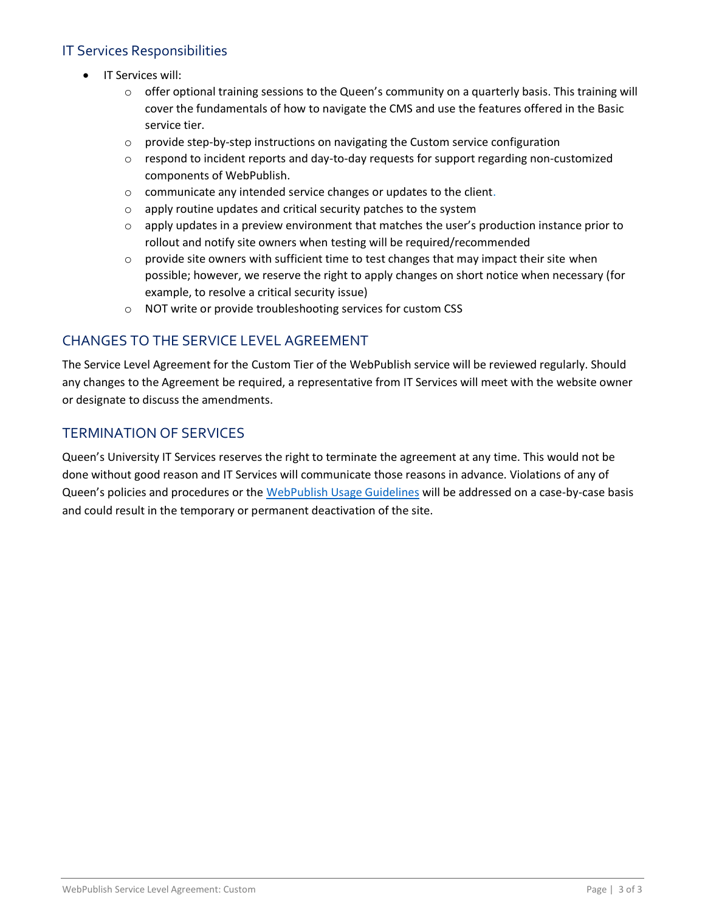## IT Services Responsibilities

- IT Services will:
  - offer optional training sessions to the Queen's community on a quarterly basis. This training will cover the fundamentals of how to navigate the CMS and use the features offered in the Basic service tier.
  - provide step-by-step instructions on navigating the Custom service configuration
  - respond to incident reports and day-to-day requests for support regarding non-customized components of WebPublish.
  - communicate any intended service changes or updates to the client.
  - apply routine updates and critical security patches to the system
  - apply updates in a preview environment that matches the user's production instance prior to rollout and notify site owners when testing will be required/recommended
  - provide site owners with sufficient time to test changes that may impact their site when possible; however, we reserve the right to apply changes on short notice when necessary (for example, to resolve a critical security issue)
  - NOT write or provide troubleshooting services for custom CSS

## CHANGES TO THE SERVICE LEVEL AGREEMENT

The Service Level Agreement for the Custom Tier of the WebPublish service will be reviewed regularly. Should any changes to the Agreement be required, a representative from IT Services will meet with the website owner or designate to discuss the amendments.

## TERMINATION OF SERVICES

Queen's University IT Services reserves the right to terminate the agreement at any time. This would not be done without good reason and IT Services will communicate those reasons in advance. Violations of any of Queen's policies and procedures or the WebPublish Usage Guidelines will be addressed on a case-by-case basis and could result in the temporary or permanent deactivation of the site.